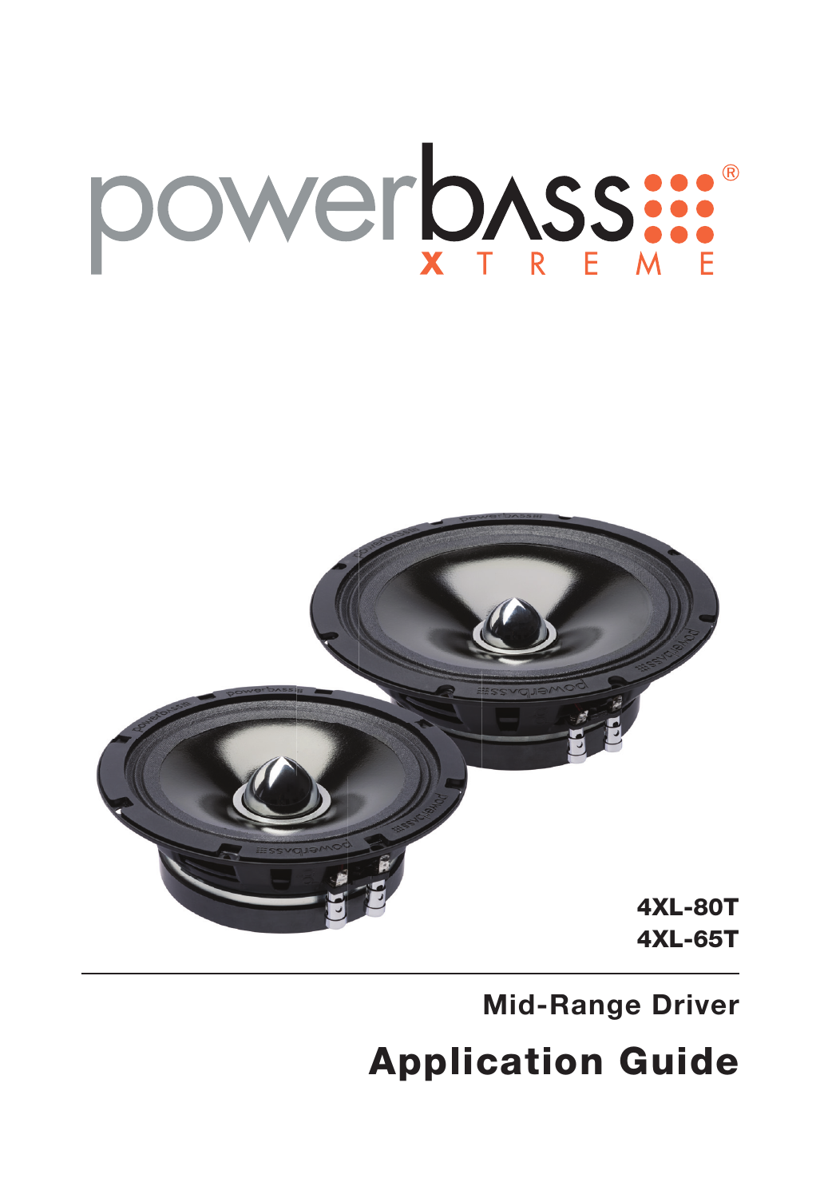# powerbass® XTREME

4XL-80T
4XL-65T

## Mid-Range Driver

# Application Guide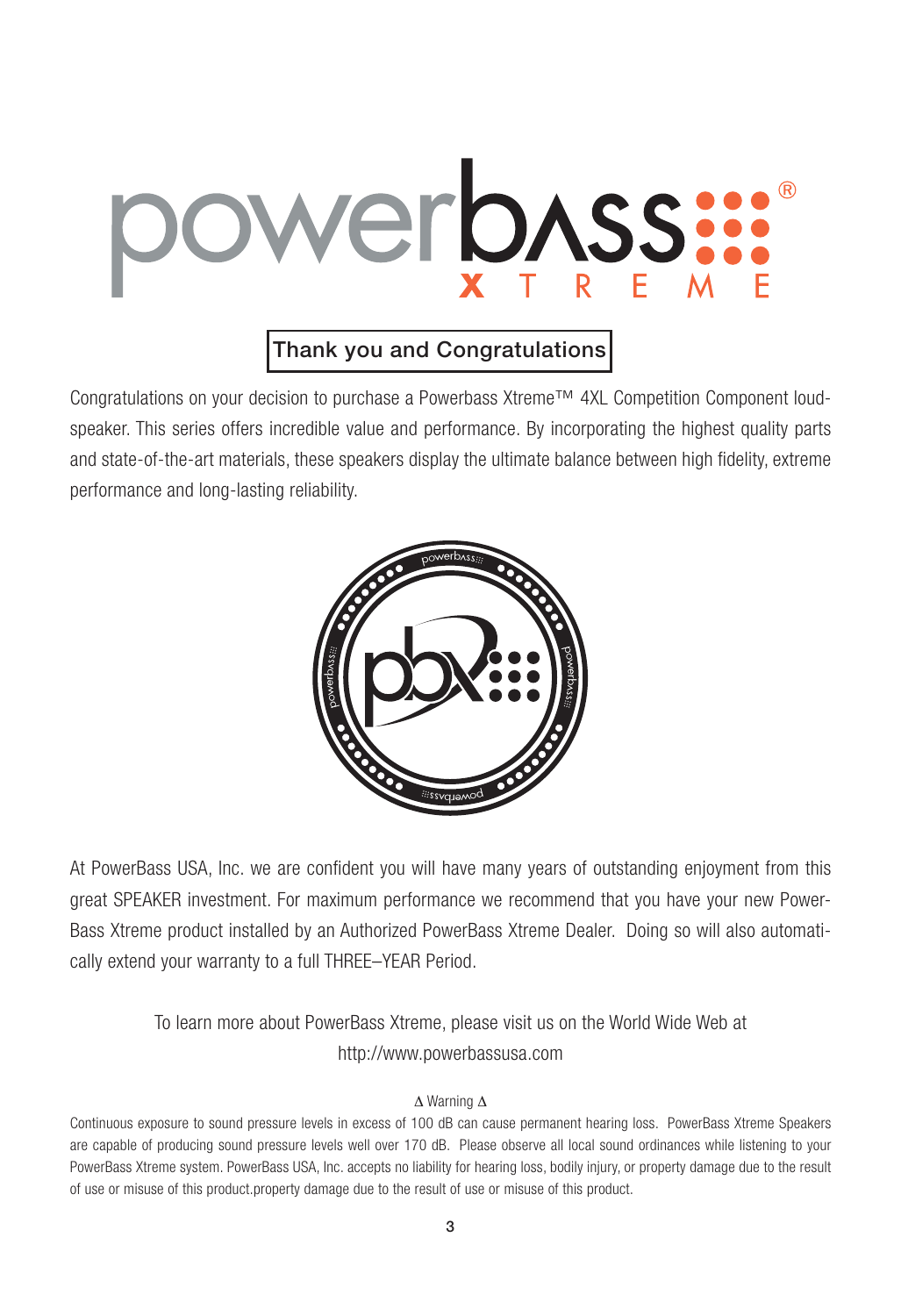## Thank you and Congratulations

Congratulations on your decision to purchase a Powerbass Xtreme™ 4XL Competition Component loudspeaker. This series offers incredible value and performance. By incorporating the highest quality parts and state-of-the-art materials, these speakers display the ultimate balance between high fidelity, extreme performance and long-lasting reliability.

At PowerBass USA, Inc. we are confident you will have many years of outstanding enjoyment from this great SPEAKER investment. For maximum performance we recommend that you have your new PowerBass Xtreme product installed by an Authorized PowerBass Xtreme Dealer. Doing so will also automatically extend your warranty to a full THREE–YEAR Period.

To learn more about PowerBass Xtreme, please visit us on the World Wide Web at http://www.powerbassusa.com

Δ Warning Δ

Continuous exposure to sound pressure levels in excess of 100 dB can cause permanent hearing loss. PowerBass Xtreme Speakers are capable of producing sound pressure levels well over 170 dB. Please observe all local sound ordinances while listening to your PowerBass Xtreme system. PowerBass USA, Inc. accepts no liability for hearing loss, bodily injury, or property damage due to the result of use or misuse of this product.property damage due to the result of use or misuse of this product.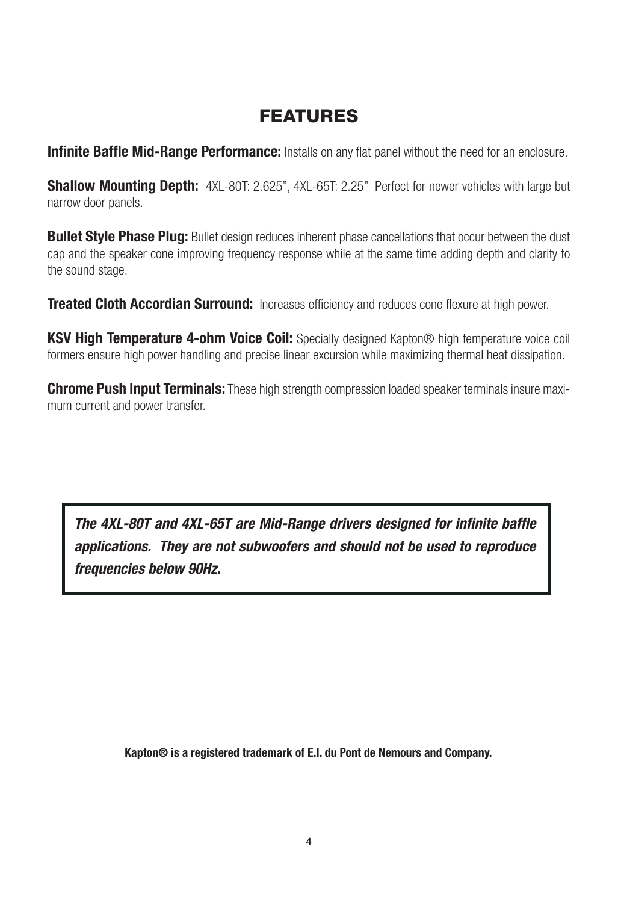# FEATURES

**Infinite Baffle Mid-Range Performance:** Installs on any flat panel without the need for an enclosure.

**Shallow Mounting Depth:** 4XL-80T: 2.625", 4XL-65T: 2.25" Perfect for newer vehicles with large but narrow door panels.

**Bullet Style Phase Plug:** Bullet design reduces inherent phase cancellations that occur between the dust cap and the speaker cone improving frequency response while at the same time adding depth and clarity to the sound stage.

**Treated Cloth Accordian Surround:** Increases efficiency and reduces cone flexure at high power.

**KSV High Temperature 4-ohm Voice Coil:** Specially designed Kapton® high temperature voice coil formers ensure high power handling and precise linear excursion while maximizing thermal heat dissipation.

**Chrome Push Input Terminals:** These high strength compression loaded speaker terminals insure maximum current and power transfer.

***The 4XL-80T and 4XL-65T are Mid-Range drivers designed for infinite baffle applications. They are not subwoofers and should not be used to reproduce frequencies below 90Hz.***

**Kapton® is a registered trademark of E.I. du Pont de Nemours and Company.**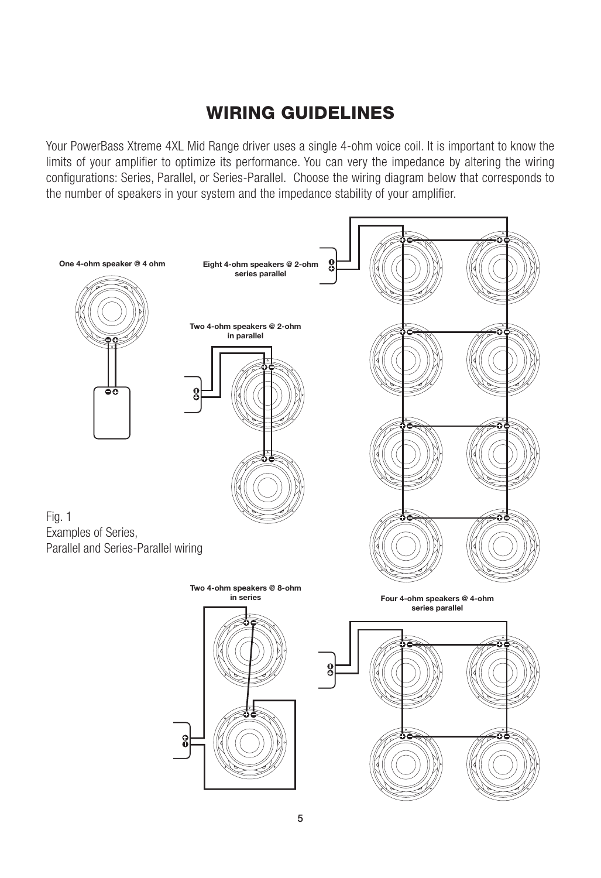# WIRING GUIDELINES

Your PowerBass Xtreme 4XL Mid Range driver uses a single 4-ohm voice coil. It is important to know the limits of your amplifier to optimize its performance. You can very the impedance by altering the wiring configurations: Series, Parallel, or Series-Parallel. Choose the wiring diagram below that corresponds to the number of speakers in your system and the impedance stability of your amplifier.

**One 4-ohm speaker @ 4 ohm**

**Eight 4-ohm speakers @ 2-ohm series parallel**

**Two 4-ohm speakers @ 2-ohm in parallel**

**Two 4-ohm speakers @ 8-ohm in series**

**Four 4-ohm speakers @ 4-ohm series parallel**

Fig. 1
Examples of Series,
Parallel and Series-Parallel wiring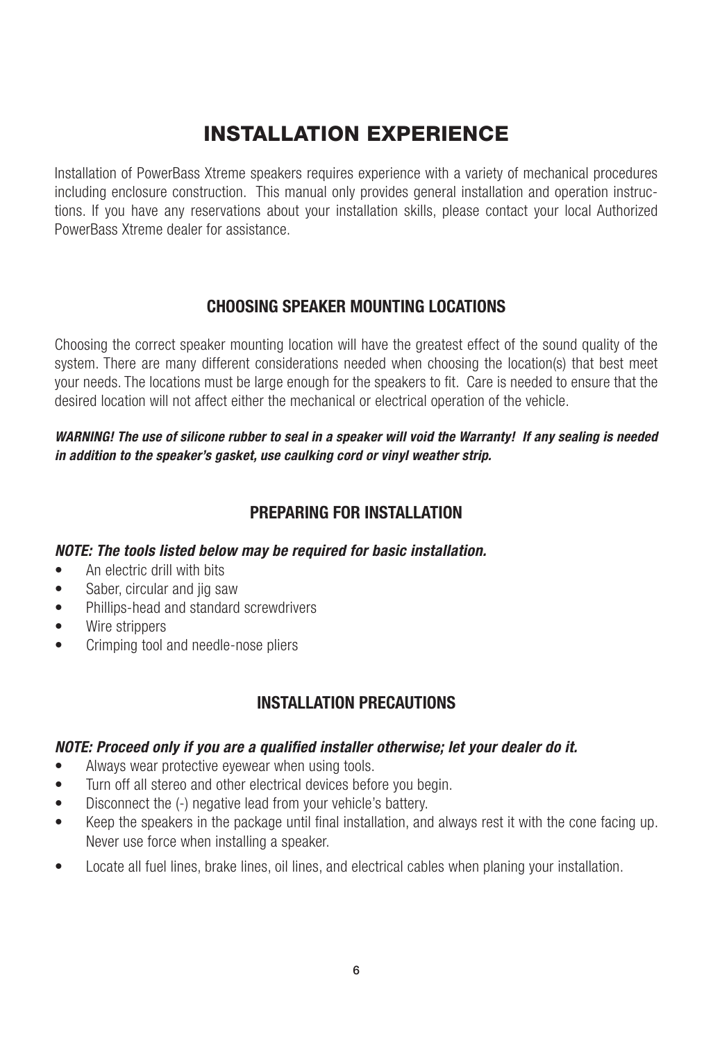# INSTALLATION EXPERIENCE

Installation of PowerBass Xtreme speakers requires experience with a variety of mechanical procedures including enclosure construction. This manual only provides general installation and operation instructions. If you have any reservations about your installation skills, please contact your local Authorized PowerBass Xtreme dealer for assistance.

## CHOOSING SPEAKER MOUNTING LOCATIONS

Choosing the correct speaker mounting location will have the greatest effect of the sound quality of the system. There are many different considerations needed when choosing the location(s) that best meet your needs. The locations must be large enough for the speakers to fit. Care is needed to ensure that the desired location will not affect either the mechanical or electrical operation of the vehicle.

***WARNING! The use of silicone rubber to seal in a speaker will void the Warranty! If any sealing is needed in addition to the speaker's gasket, use caulking cord or vinyl weather strip.***

## PREPARING FOR INSTALLATION

***NOTE: The tools listed below may be required for basic installation.***

- An electric drill with bits
- Saber, circular and jig saw
- Phillips-head and standard screwdrivers
- Wire strippers
- Crimping tool and needle-nose pliers

## INSTALLATION PRECAUTIONS

***NOTE: Proceed only if you are a qualified installer otherwise; let your dealer do it.***

- Always wear protective eyewear when using tools.
- Turn off all stereo and other electrical devices before you begin.
- Disconnect the (-) negative lead from your vehicle's battery.
- Keep the speakers in the package until final installation, and always rest it with the cone facing up. Never use force when installing a speaker.
- Locate all fuel lines, brake lines, oil lines, and electrical cables when planing your installation.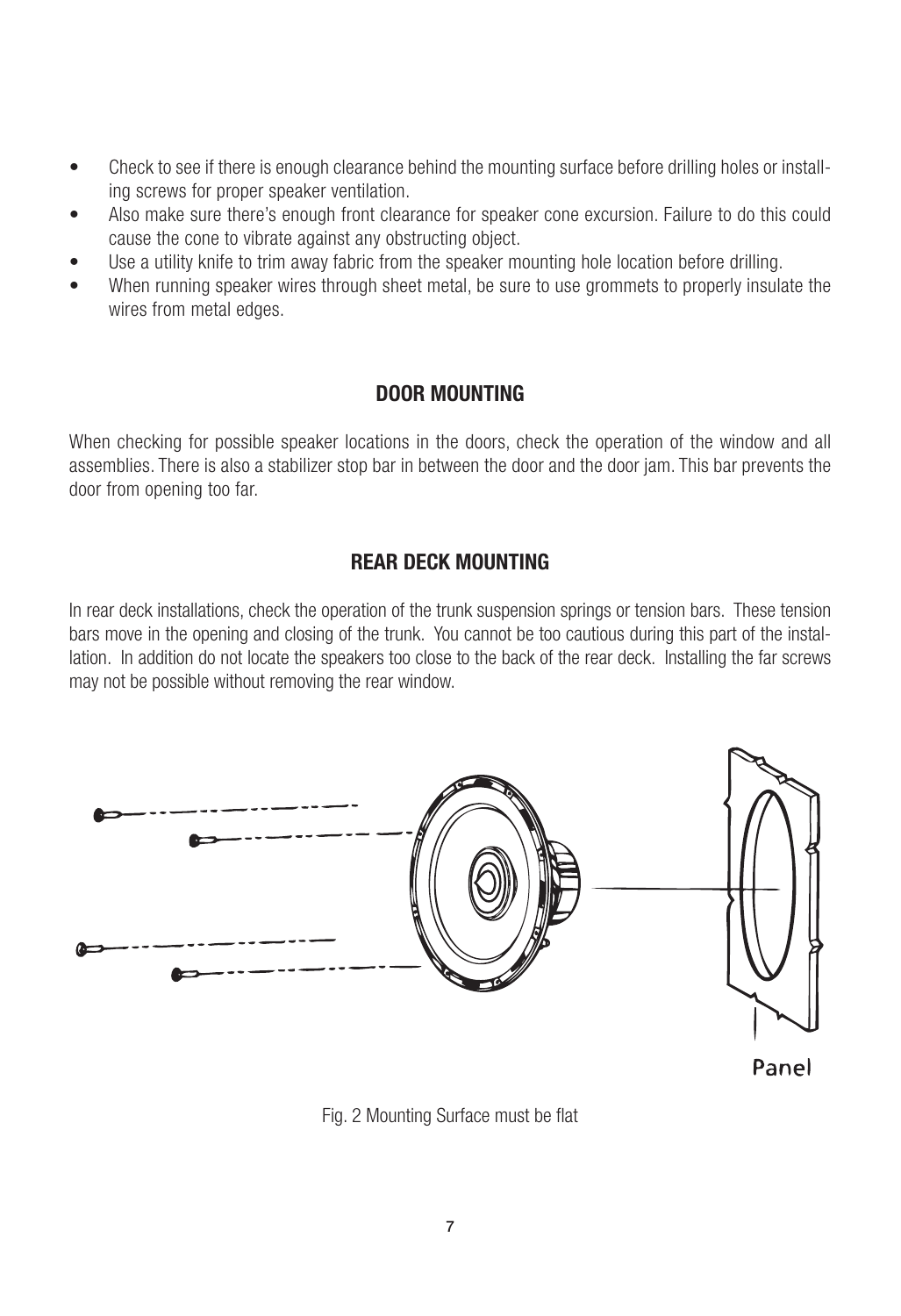- Check to see if there is enough clearance behind the mounting surface before drilling holes or installing screws for proper speaker ventilation.
- Also make sure there's enough front clearance for speaker cone excursion. Failure to do this could cause the cone to vibrate against any obstructing object.
- Use a utility knife to trim away fabric from the speaker mounting hole location before drilling.
- When running speaker wires through sheet metal, be sure to use grommets to properly insulate the wires from metal edges.

## DOOR MOUNTING

When checking for possible speaker locations in the doors, check the operation of the window and all assemblies. There is also a stabilizer stop bar in between the door and the door jam. This bar prevents the door from opening too far.

## REAR DECK MOUNTING

In rear deck installations, check the operation of the trunk suspension springs or tension bars. These tension bars move in the opening and closing of the trunk. You cannot be too cautious during this part of the installation. In addition do not locate the speakers too close to the back of the rear deck. Installing the far screws may not be possible without removing the rear window.

Panel

Fig. 2 Mounting Surface must be flat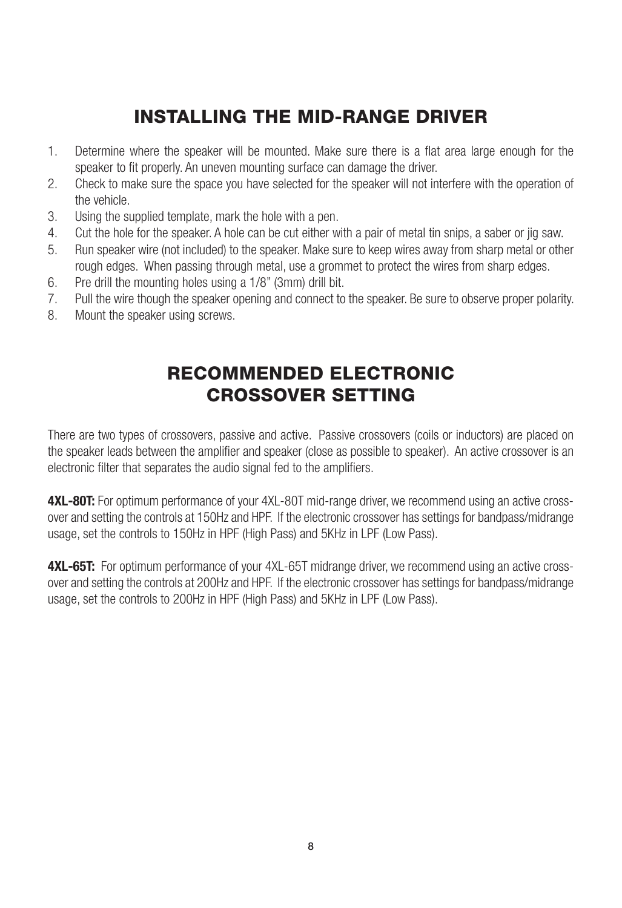## INSTALLING THE MID-RANGE DRIVER

1. Determine where the speaker will be mounted. Make sure there is a flat area large enough for the speaker to fit properly. An uneven mounting surface can damage the driver.
2. Check to make sure the space you have selected for the speaker will not interfere with the operation of the vehicle.
3. Using the supplied template, mark the hole with a pen.
4. Cut the hole for the speaker. A hole can be cut either with a pair of metal tin snips, a saber or jig saw.
5. Run speaker wire (not included) to the speaker. Make sure to keep wires away from sharp metal or other rough edges. When passing through metal, use a grommet to protect the wires from sharp edges.
6. Pre drill the mounting holes using a 1/8" (3mm) drill bit.
7. Pull the wire though the speaker opening and connect to the speaker. Be sure to observe proper polarity.
8. Mount the speaker using screws.

## RECOMMENDED ELECTRONIC CROSSOVER SETTING

There are two types of crossovers, passive and active. Passive crossovers (coils or inductors) are placed on the speaker leads between the amplifier and speaker (close as possible to speaker). An active crossover is an electronic filter that separates the audio signal fed to the amplifiers.

**4XL-80T:** For optimum performance of your 4XL-80T mid-range driver, we recommend using an active crossover and setting the controls at 150Hz and HPF. If the electronic crossover has settings for bandpass/midrange usage, set the controls to 150Hz in HPF (High Pass) and 5KHz in LPF (Low Pass).

**4XL-65T:** For optimum performance of your 4XL-65T midrange driver, we recommend using an active crossover and setting the controls at 200Hz and HPF. If the electronic crossover has settings for bandpass/midrange usage, set the controls to 200Hz in HPF (High Pass) and 5KHz in LPF (Low Pass).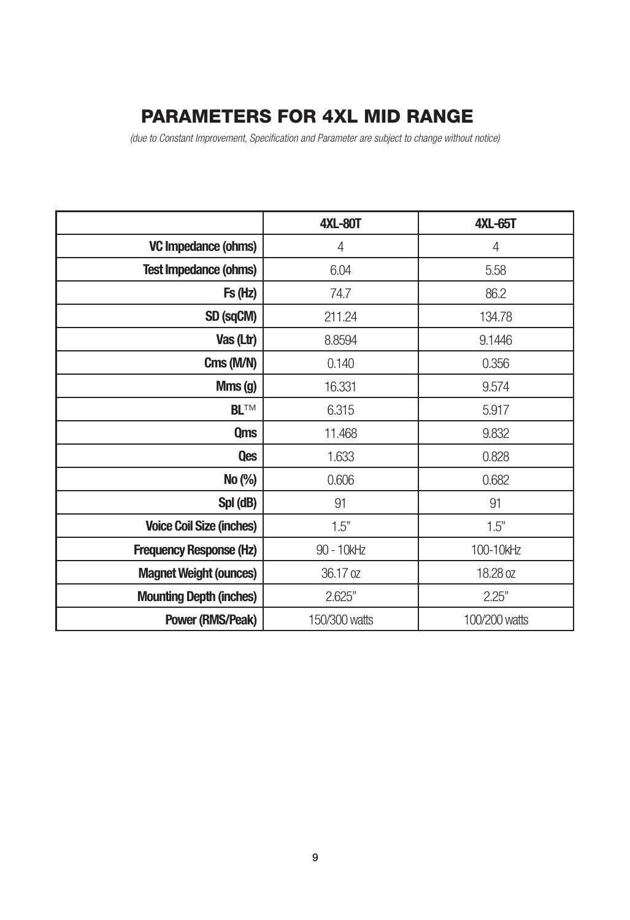# PARAMETERS FOR 4XL MID RANGE

*(due to Constant Improvement, Specification and Parameter are subject to change without notice)*

| | 4XL-80T | 4XL-65T |
|---:|:---:|:---:|
| **VC Impedance (ohms)** | 4 | 4 |
| **Test Impedance (ohms)** | 6.04 | 5.58 |
| **Fs (Hz)** | 74.7 | 86.2 |
| **SD (sqCM)** | 211.24 | 134.78 |
| **Vas (Ltr)** | 8.8594 | 9.1446 |
| **Cms (M/N)** | 0.140 | 0.356 |
| **Mms (g)** | 16.331 | 9.574 |
| **BL™** | 6.315 | 5.917 |
| **Qms** | 11.468 | 9.832 |
| **Qes** | 1.633 | 0.828 |
| **No (%)** | 0.606 | 0.682 |
| **Spl (dB)** | 91 | 91 |
| **Voice Coil Size (inches)** | 1.5" | 1.5" |
| **Frequency Response (Hz)** | 90 - 10kHz | 100-10kHz |
| **Magnet Weight (ounces)** | 36.17 oz | 18.28 oz |
| **Mounting Depth (inches)** | 2.625" | 2.25" |
| **Power (RMS/Peak)** | 150/300 watts | 100/200 watts |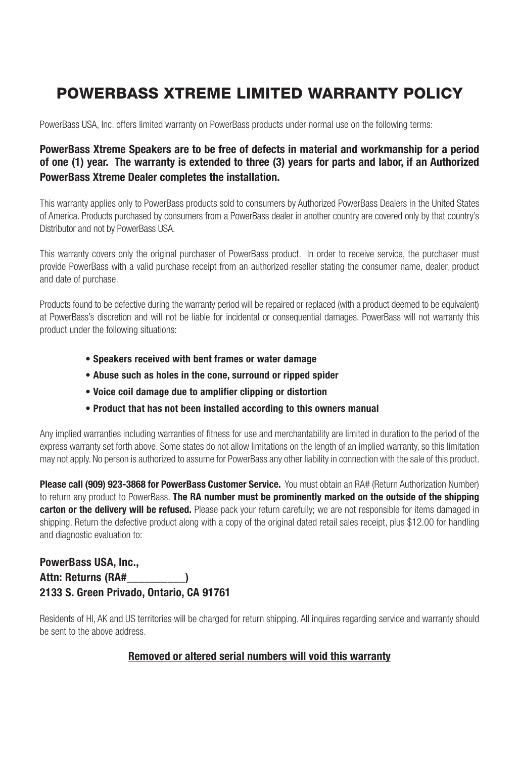# POWERBASS XTREME LIMITED WARRANTY POLICY

PowerBass USA, Inc. offers limited warranty on PowerBass products under normal use on the following terms:

**PowerBass Xtreme Speakers are to be free of defects in material and workmanship for a period of one (1) year. The warranty is extended to three (3) years for parts and labor, if an Authorized PowerBass Xtreme Dealer completes the installation.**

This warranty applies only to PowerBass products sold to consumers by Authorized PowerBass Dealers in the United States of America. Products purchased by consumers from a PowerBass dealer in another country are covered only by that country's Distributor and not by PowerBass USA.

This warranty covers only the original purchaser of PowerBass product. In order to receive service, the purchaser must provide PowerBass with a valid purchase receipt from an authorized reseller stating the consumer name, dealer, product and date of purchase.

Products found to be defective during the warranty period will be repaired or replaced (with a product deemed to be equivalent) at PowerBass's discretion and will not be liable for incidental or consequential damages. PowerBass will not warranty this product under the following situations:

- **Speakers received with bent frames or water damage**
- **Abuse such as holes in the cone, surround or ripped spider**
- **Voice coil damage due to amplifier clipping or distortion**
- **Product that has not been installed according to this owners manual**

Any implied warranties including warranties of fitness for use and merchantability are limited in duration to the period of the express warranty set forth above. Some states do not allow limitations on the length of an implied warranty, so this limitation may not apply. No person is authorized to assume for PowerBass any other liability in connection with the sale of this product.

**Please call (909) 923-3868 for PowerBass Customer Service.** You must obtain an RA# (Return Authorization Number) to return any product to PowerBass. **The RA number must be prominently marked on the outside of the shipping carton or the delivery will be refused.** Please pack your return carefully; we are not responsible for items damaged in shipping. Return the defective product along with a copy of the original dated retail sales receipt, plus $12.00 for handling and diagnostic evaluation to:

**PowerBass USA, Inc.,**
**Attn: Returns (RA#__________)**
**2133 S. Green Privado, Ontario, CA 91761**

Residents of HI, AK and US territories will be charged for return shipping. All inquires regarding service and warranty should be sent to the above address.

**Removed or altered serial numbers will void this warranty**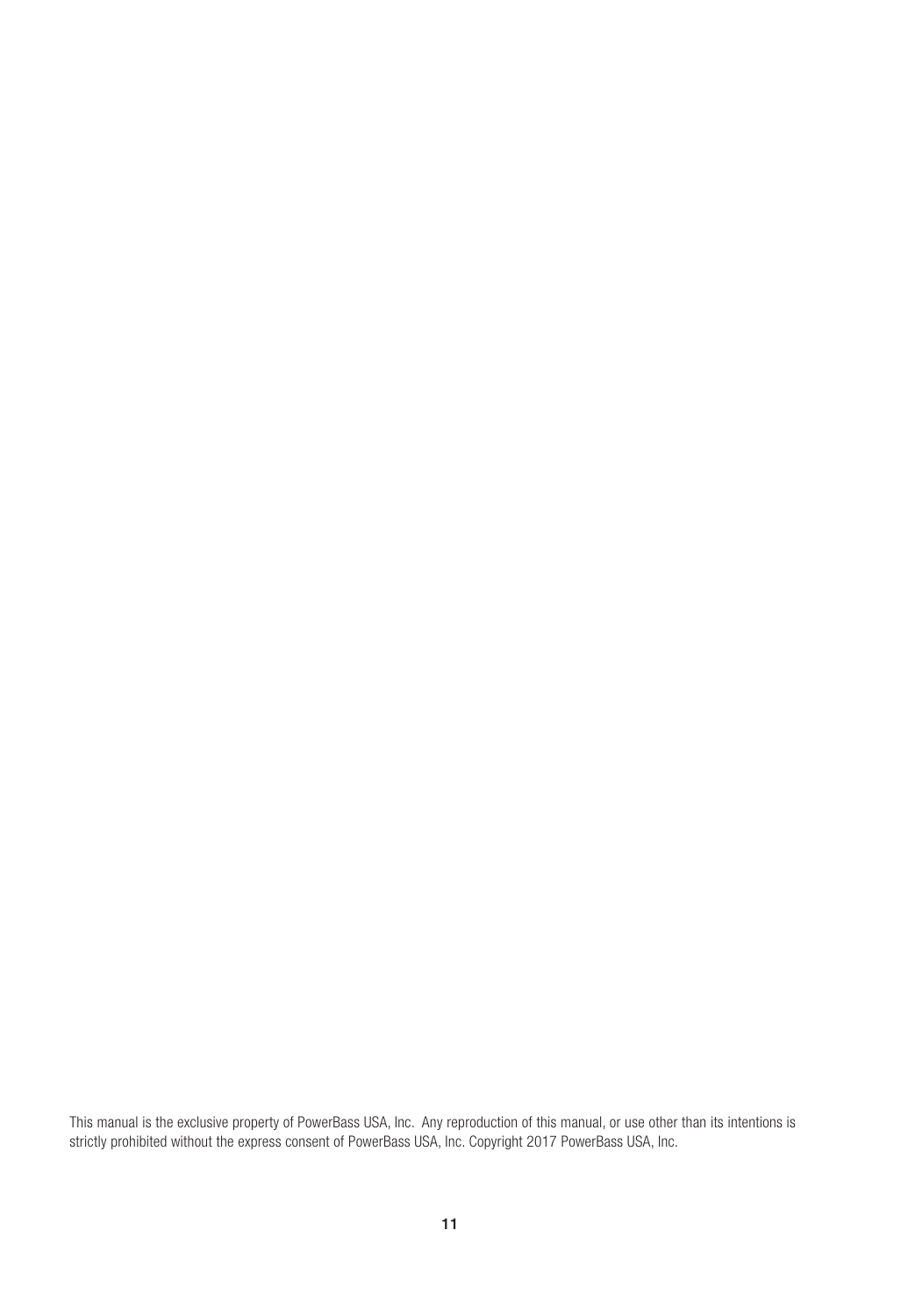This manual is the exclusive property of PowerBass USA, Inc. Any reproduction of this manual, or use other than its intentions is strictly prohibited without the express consent of PowerBass USA, Inc. Copyright 2017 PowerBass USA, Inc.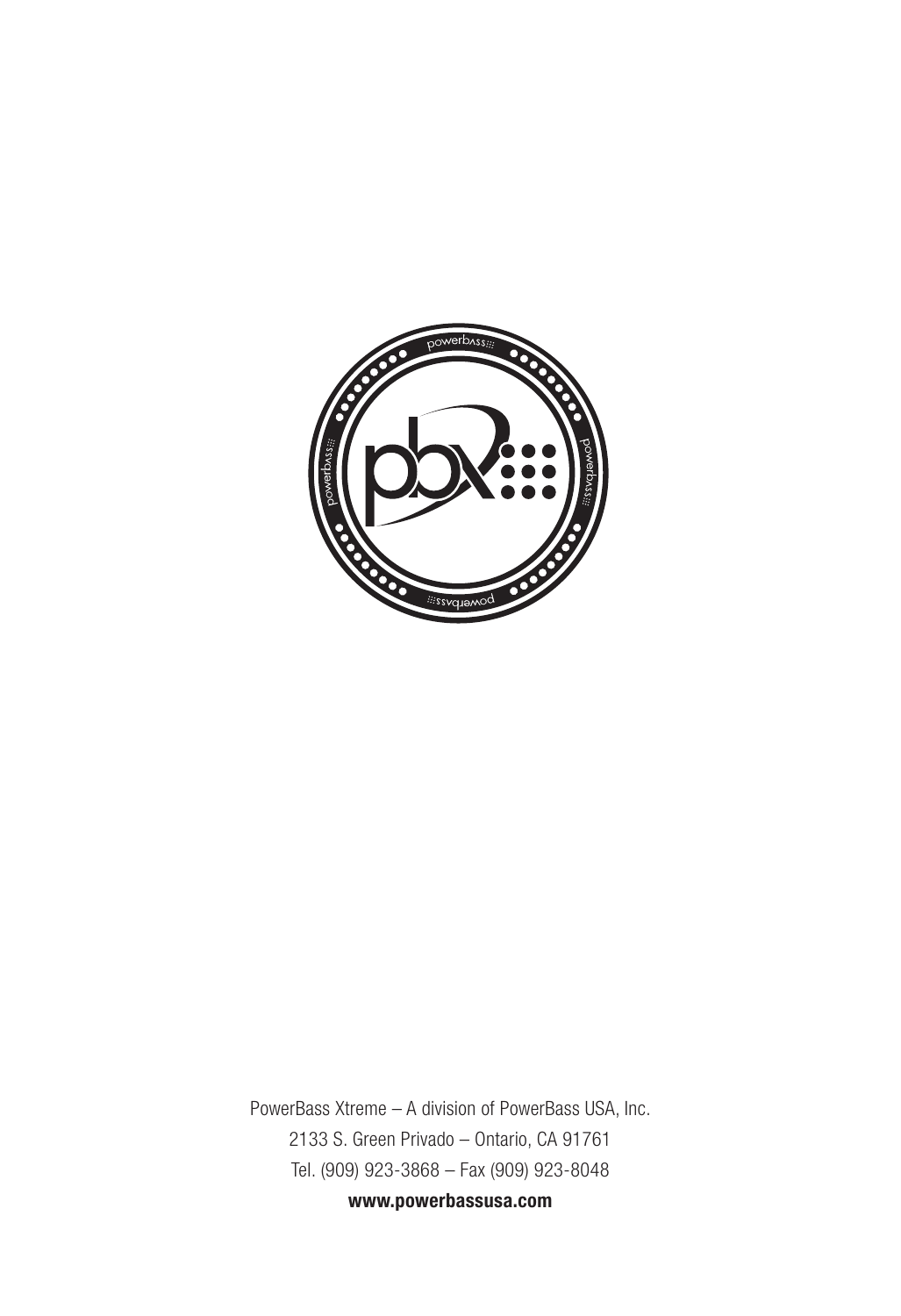PowerBass Xtreme – A division of PowerBass USA, Inc.

2133 S. Green Privado – Ontario, CA 91761

Tel. (909) 923-3868 – Fax (909) 923-8048

**www.powerbassusa.com**